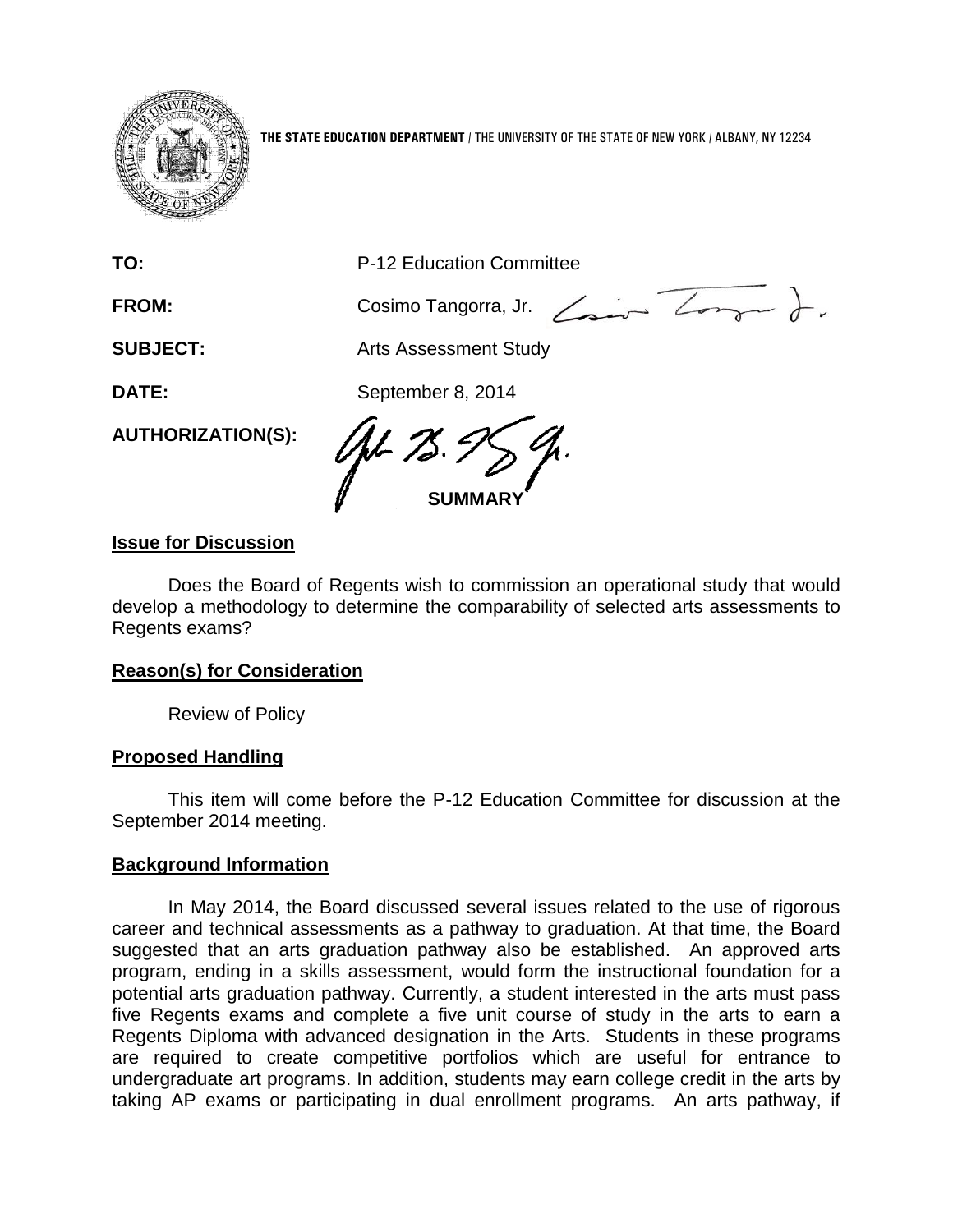**THE STATE EDUCATION DEPARTMENT** / THE UNIVERSITY OF THE STATE OF NEW YORK / ALBANY, NY 12234

**TO:** P-12 Education Committee

**FROM:** Cosimo Tangorra, Jr.

**SUBJECT:** Arts Assessment Study

**DATE:** September 8, 2014

**AUTHORIZATION(S):**

**SUMMARY**

**Issue for Discussion**

Does the Board of Regents wish to commission an operational study that would develop a methodology to determine the comparability of selected arts assessments to Regents exams?

**Reason(s) for Consideration**

Review of Policy

**Proposed Handling**

This item will come before the P-12 Education Committee for discussion at the September 2014 meeting.

**Background Information**

In May 2014, the Board discussed several issues related to the use of rigorous career and technical assessments as a pathway to graduation. At that time, the Board suggested that an arts graduation pathway also be established. An approved arts program, ending in a skills assessment, would form the instructional foundation for a potential arts graduation pathway. Currently, a student interested in the arts must pass five Regents exams and complete a five unit course of study in the arts to earn a Regents Diploma with advanced designation in the Arts. Students in these programs are required to create competitive portfolios which are useful for entrance to undergraduate art programs. In addition, students may earn college credit in the arts by taking AP exams or participating in dual enrollment programs. An arts pathway, if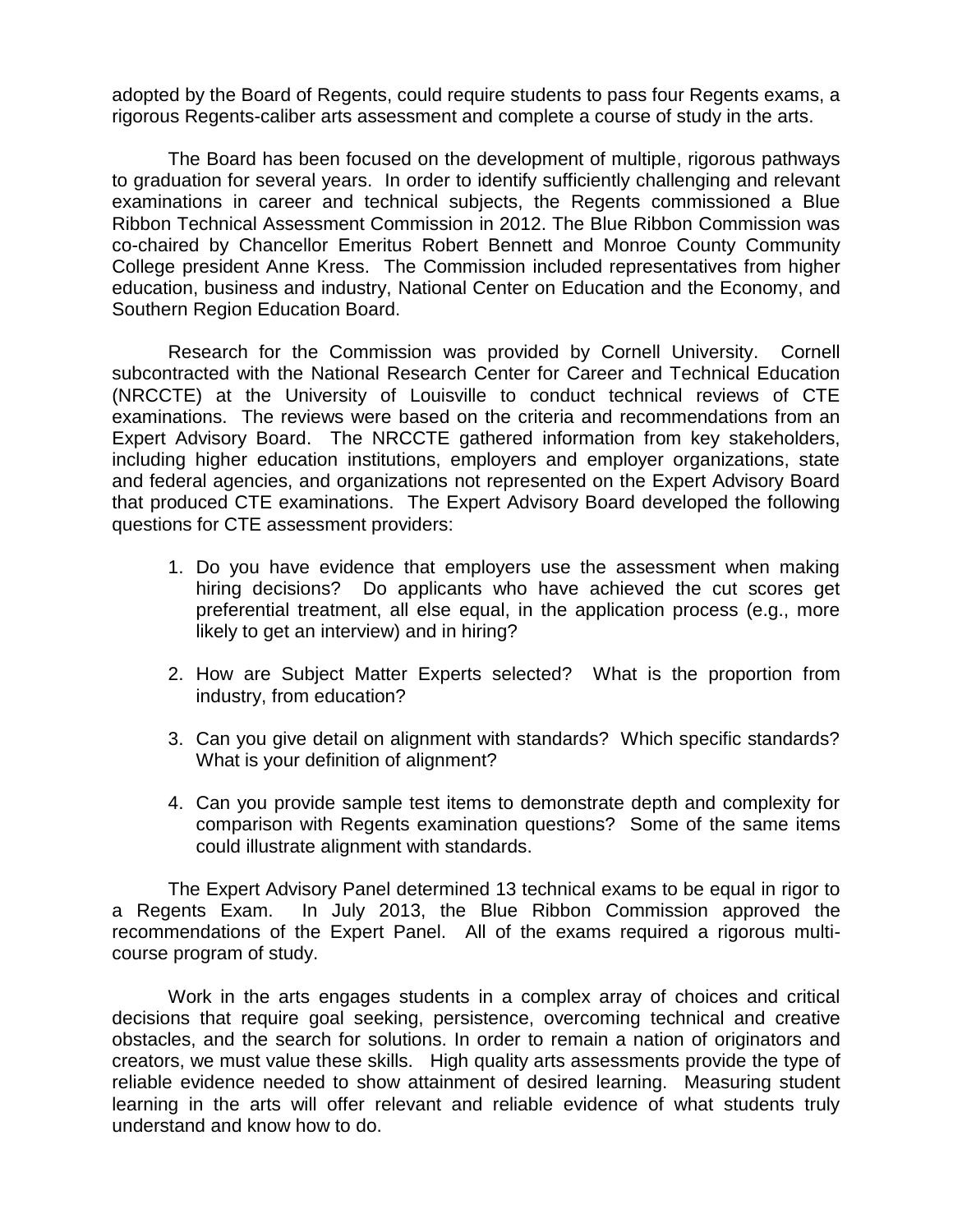adopted by the Board of Regents, could require students to pass four Regents exams, a rigorous Regents-caliber arts assessment and complete a course of study in the arts.

The Board has been focused on the development of multiple, rigorous pathways to graduation for several years. In order to identify sufficiently challenging and relevant examinations in career and technical subjects, the Regents commissioned a Blue Ribbon Technical Assessment Commission in 2012. The Blue Ribbon Commission was co-chaired by Chancellor Emeritus Robert Bennett and Monroe County Community College president Anne Kress. The Commission included representatives from higher education, business and industry, National Center on Education and the Economy, and Southern Region Education Board.

Research for the Commission was provided by Cornell University. Cornell subcontracted with the National Research Center for Career and Technical Education (NRCCTE) at the University of Louisville to conduct technical reviews of CTE examinations. The reviews were based on the criteria and recommendations from an Expert Advisory Board. The NRCCTE gathered information from key stakeholders, including higher education institutions, employers and employer organizations, state and federal agencies, and organizations not represented on the Expert Advisory Board that produced CTE examinations. The Expert Advisory Board developed the following questions for CTE assessment providers:

1. Do you have evidence that employers use the assessment when making hiring decisions? Do applicants who have achieved the cut scores get preferential treatment, all else equal, in the application process (e.g., more likely to get an interview) and in hiring?

2. How are Subject Matter Experts selected? What is the proportion from industry, from education?

3. Can you give detail on alignment with standards? Which specific standards? What is your definition of alignment?

4. Can you provide sample test items to demonstrate depth and complexity for comparison with Regents examination questions? Some of the same items could illustrate alignment with standards.

The Expert Advisory Panel determined 13 technical exams to be equal in rigor to a Regents Exam. In July 2013, the Blue Ribbon Commission approved the recommendations of the Expert Panel. All of the exams required a rigorous multi-course program of study.

Work in the arts engages students in a complex array of choices and critical decisions that require goal seeking, persistence, overcoming technical and creative obstacles, and the search for solutions. In order to remain a nation of originators and creators, we must value these skills. High quality arts assessments provide the type of reliable evidence needed to show attainment of desired learning. Measuring student learning in the arts will offer relevant and reliable evidence of what students truly understand and know how to do.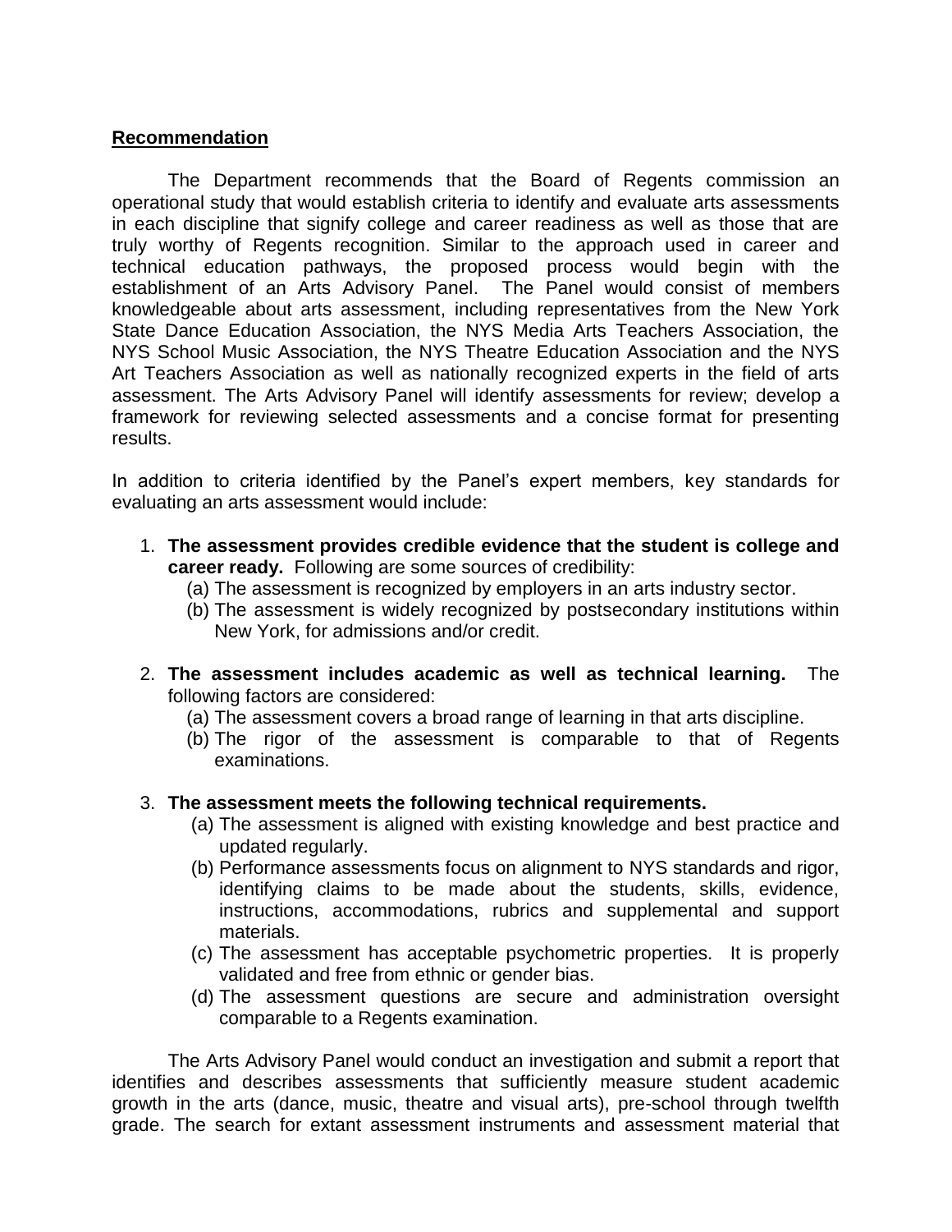## **Recommendation**

The Department recommends that the Board of Regents commission an operational study that would establish criteria to identify and evaluate arts assessments in each discipline that signify college and career readiness as well as those that are truly worthy of Regents recognition. Similar to the approach used in career and technical education pathways, the proposed process would begin with the establishment of an Arts Advisory Panel. The Panel would consist of members knowledgeable about arts assessment, including representatives from the New York State Dance Education Association, the NYS Media Arts Teachers Association, the NYS School Music Association, the NYS Theatre Education Association and the NYS Art Teachers Association as well as nationally recognized experts in the field of arts assessment. The Arts Advisory Panel will identify assessments for review; develop a framework for reviewing selected assessments and a concise format for presenting results.

In addition to criteria identified by the Panel's expert members, key standards for evaluating an arts assessment would include:

1. **The assessment provides credible evidence that the student is college and career ready.** Following are some sources of credibility:
   (a) The assessment is recognized by employers in an arts industry sector.
   (b) The assessment is widely recognized by postsecondary institutions within New York, for admissions and/or credit.

2. **The assessment includes academic as well as technical learning.** The following factors are considered:
   (a) The assessment covers a broad range of learning in that arts discipline.
   (b) The rigor of the assessment is comparable to that of Regents examinations.

3. **The assessment meets the following technical requirements.**
   (a) The assessment is aligned with existing knowledge and best practice and updated regularly.
   (b) Performance assessments focus on alignment to NYS standards and rigor, identifying claims to be made about the students, skills, evidence, instructions, accommodations, rubrics and supplemental and support materials.
   (c) The assessment has acceptable psychometric properties. It is properly validated and free from ethnic or gender bias.
   (d) The assessment questions are secure and administration oversight comparable to a Regents examination.

The Arts Advisory Panel would conduct an investigation and submit a report that identifies and describes assessments that sufficiently measure student academic growth in the arts (dance, music, theatre and visual arts), pre-school through twelfth grade. The search for extant assessment instruments and assessment material that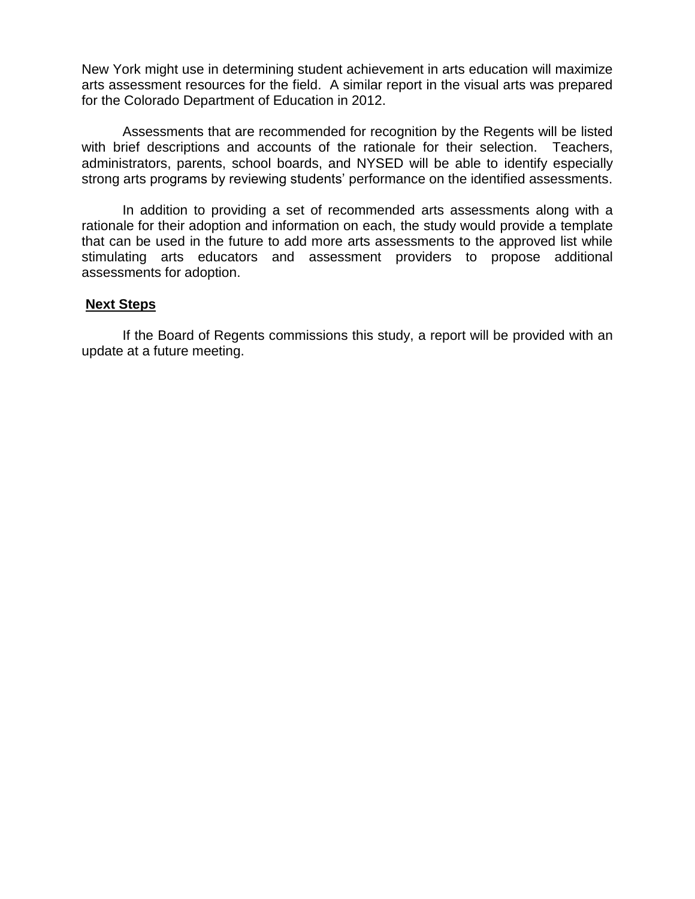New York might use in determining student achievement in arts education will maximize arts assessment resources for the field. A similar report in the visual arts was prepared for the Colorado Department of Education in 2012.

Assessments that are recommended for recognition by the Regents will be listed with brief descriptions and accounts of the rationale for their selection. Teachers, administrators, parents, school boards, and NYSED will be able to identify especially strong arts programs by reviewing students' performance on the identified assessments.

In addition to providing a set of recommended arts assessments along with a rationale for their adoption and information on each, the study would provide a template that can be used in the future to add more arts assessments to the approved list while stimulating arts educators and assessment providers to propose additional assessments for adoption.

## Next Steps

If the Board of Regents commissions this study, a report will be provided with an update at a future meeting.